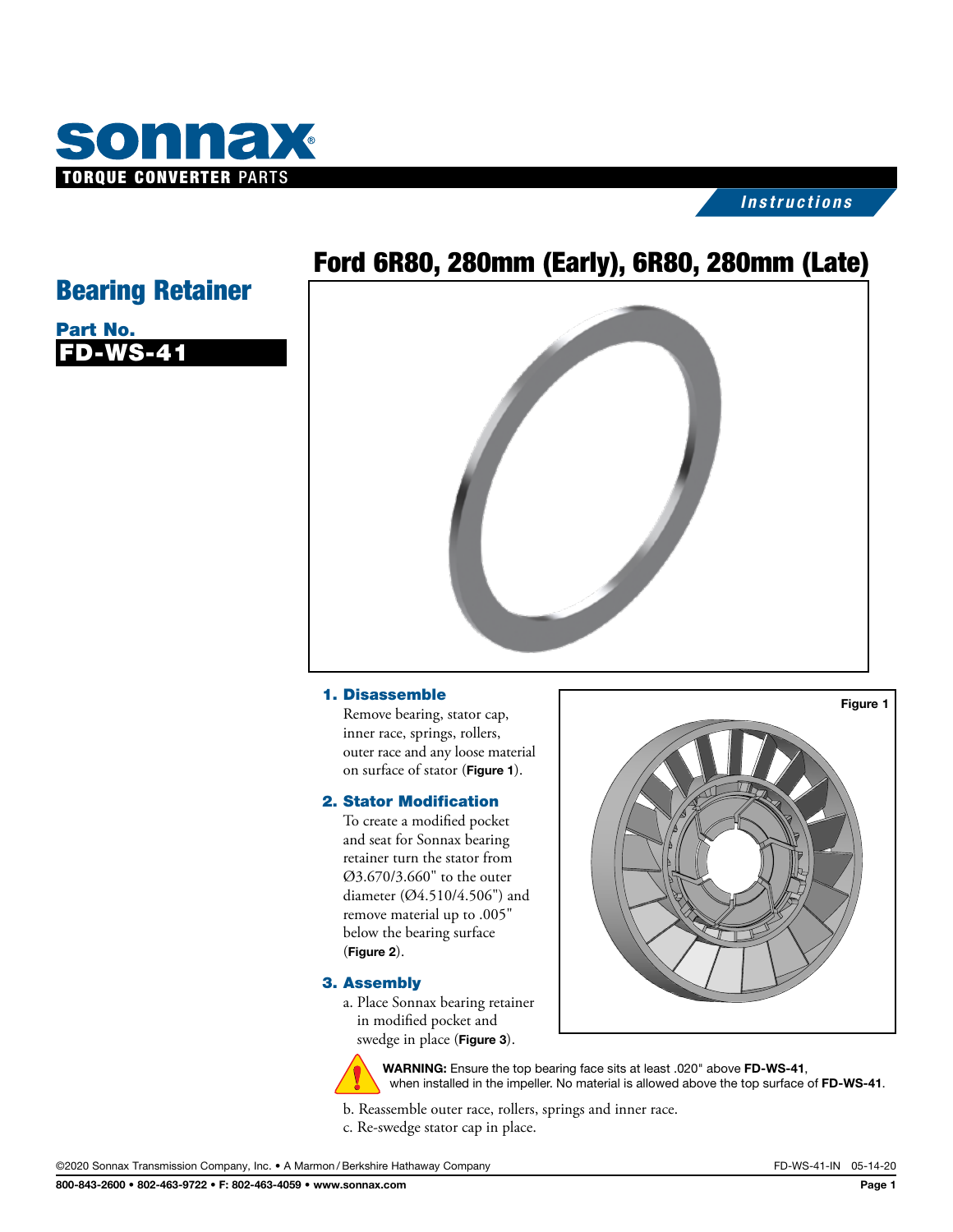# sonnax

**TORQUE CONVERTER** PARTS

*Instructions*

## Ford 6R80, 280mm (Early), 6R80, 280mm (Late)

## Bearing Retainer

**Part No.**
**FD-WS-41**

### 1. Disassemble

Remove bearing, stator cap, inner race, springs, rollers, outer race and any loose material on surface of stator (**Figure 1**).

### 2. Stator Modification

To create a modified pocket and seat for Sonnax bearing retainer turn the stator from Ø3.670/3.660" to the outer diameter (Ø4.510/4.506") and remove material up to .005" below the bearing surface (**Figure 2**).

### 3. Assembly

a. Place Sonnax bearing retainer in modified pocket and swedge in place (**Figure 3**).

**WARNING:** Ensure the top bearing face sits at least .020" above **FD-WS-41**, when installed in the impeller. No material is allowed above the top surface of **FD-WS-41**.

b. Reassemble outer race, rollers, springs and inner race.

c. Re-swedge stator cap in place.

Figure 1

©2020 Sonnax Transmission Company, Inc. • A Marmon/Berkshire Hathaway Company FD-WS-41-IN 05-14-20

800-843-2600 • 802-463-9722 • F: 802-463-4059 • www.sonnax.com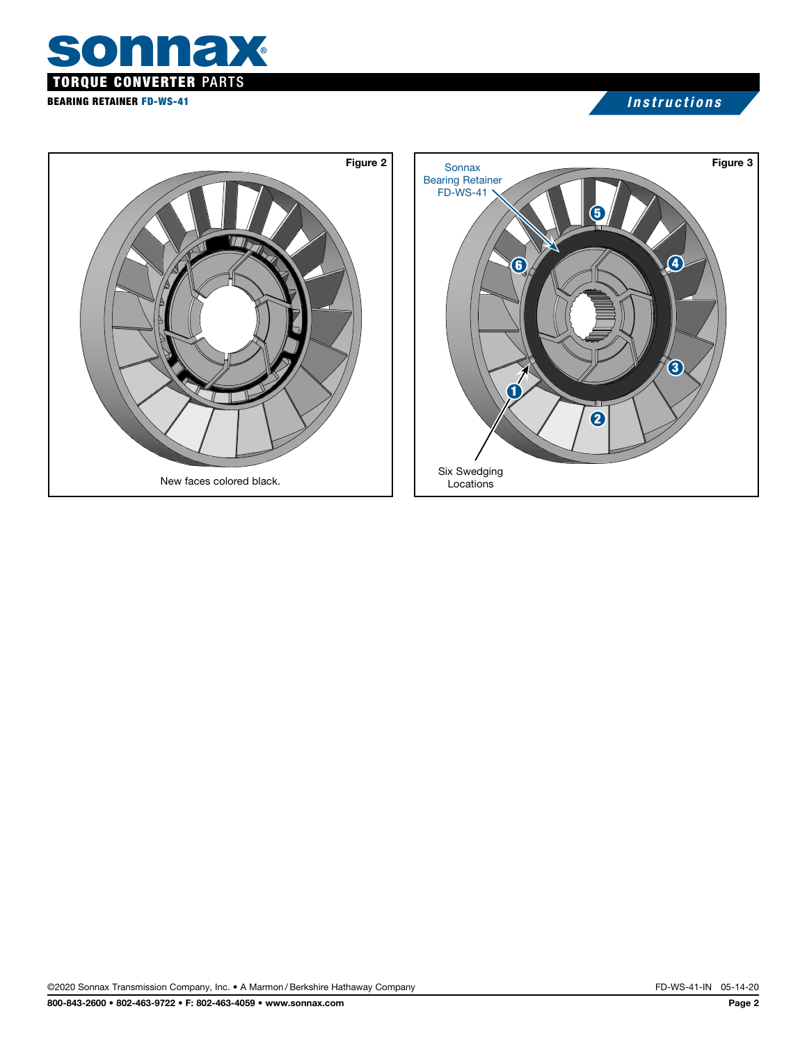Figure 2

New faces colored black.

Figure 3

Sonnax Bearing Retainer FD-WS-41

1 2 3 4 5 6

Six Swedging Locations

©2020 Sonnax Transmission Company, Inc. • A Marmon / Berkshire Hathaway Company

FD-WS-41-IN 05-14-20

800-843-2600 • 802-463-9722 • F: 802-463-4059 • www.sonnax.com